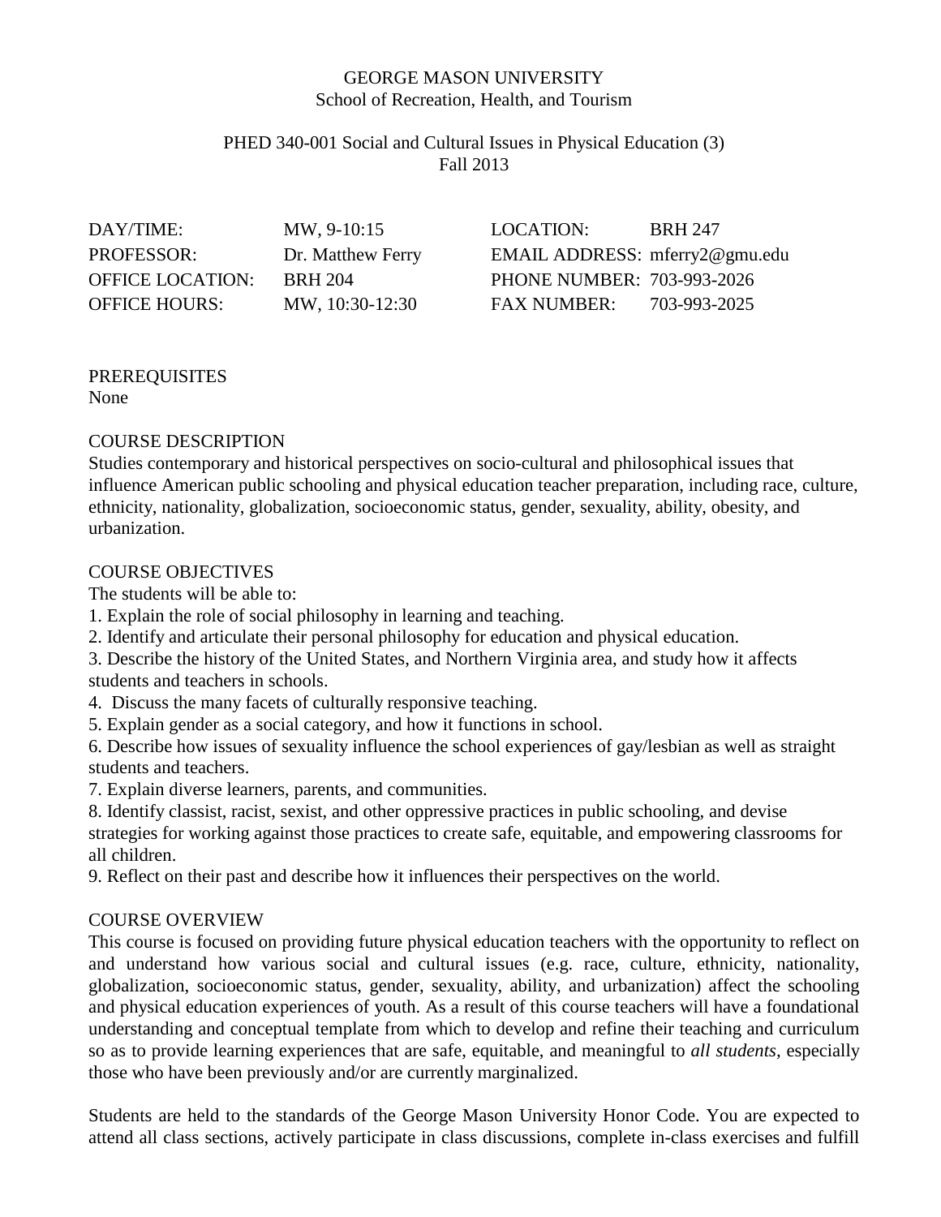# GEORGE MASON UNIVERSITY

## School of Recreation, Health, and Tourism

### PHED 340-001 Social and Cultural Issues in Physical Education (3)

### Fall 2013

| | | | |
|---|---|---|---|
| DAY/TIME: | MW, 9-10:15 | LOCATION: | BRH 247 |
| PROFESSOR: | Dr. Matthew Ferry | EMAIL ADDRESS: | mferry2@gmu.edu |
| OFFICE LOCATION: | BRH 204 | PHONE NUMBER: | 703-993-2026 |
| OFFICE HOURS: | MW, 10:30-12:30 | FAX NUMBER: | 703-993-2025 |

## PREREQUISITES

None

## COURSE DESCRIPTION

Studies contemporary and historical perspectives on socio-cultural and philosophical issues that influence American public schooling and physical education teacher preparation, including race, culture, ethnicity, nationality, globalization, socioeconomic status, gender, sexuality, ability, obesity, and urbanization.

## COURSE OBJECTIVES

The students will be able to:

1. Explain the role of social philosophy in learning and teaching.
2. Identify and articulate their personal philosophy for education and physical education.
3. Describe the history of the United States, and Northern Virginia area, and study how it affects students and teachers in schools.
4. Discuss the many facets of culturally responsive teaching.
5. Explain gender as a social category, and how it functions in school.
6. Describe how issues of sexuality influence the school experiences of gay/lesbian as well as straight students and teachers.
7. Explain diverse learners, parents, and communities.
8. Identify classist, racist, sexist, and other oppressive practices in public schooling, and devise strategies for working against those practices to create safe, equitable, and empowering classrooms for all children.
9. Reflect on their past and describe how it influences their perspectives on the world.

## COURSE OVERVIEW

This course is focused on providing future physical education teachers with the opportunity to reflect on and understand how various social and cultural issues (e.g. race, culture, ethnicity, nationality, globalization, socioeconomic status, gender, sexuality, ability, and urbanization) affect the schooling and physical education experiences of youth. As a result of this course teachers will have a foundational understanding and conceptual template from which to develop and refine their teaching and curriculum so as to provide learning experiences that are safe, equitable, and meaningful to *all students,* especially those who have been previously and/or are currently marginalized.

Students are held to the standards of the George Mason University Honor Code. You are expected to attend all class sections, actively participate in class discussions, complete in-class exercises and fulfill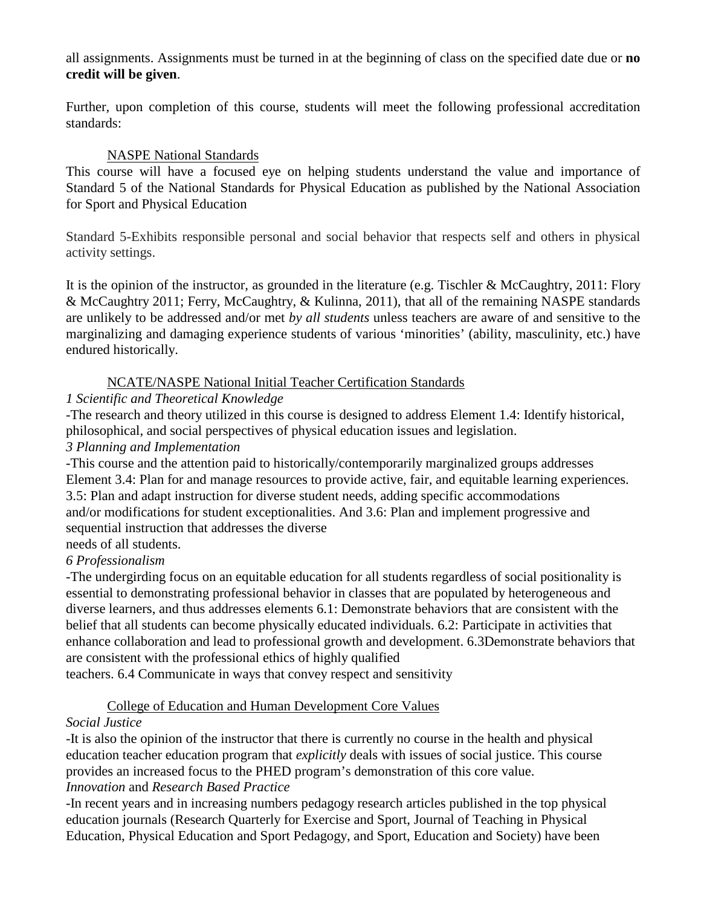all assignments. Assignments must be turned in at the beginning of class on the specified date due or **no credit will be given**.

Further, upon completion of this course, students will meet the following professional accreditation standards:

NASPE National Standards

This course will have a focused eye on helping students understand the value and importance of Standard 5 of the National Standards for Physical Education as published by the National Association for Sport and Physical Education

Standard 5-Exhibits responsible personal and social behavior that respects self and others in physical activity settings.

It is the opinion of the instructor, as grounded in the literature (e.g. Tischler & McCaughtry, 2011: Flory & McCaughtry 2011; Ferry, McCaughtry, & Kulinna, 2011), that all of the remaining NASPE standards are unlikely to be addressed and/or met *by all students* unless teachers are aware of and sensitive to the marginalizing and damaging experience students of various 'minorities' (ability, masculinity, etc.) have endured historically.

NCATE/NASPE National Initial Teacher Certification Standards

*1 Scientific and Theoretical Knowledge*

-The research and theory utilized in this course is designed to address Element 1.4: Identify historical, philosophical, and social perspectives of physical education issues and legislation.

*3 Planning and Implementation*

-This course and the attention paid to historically/contemporarily marginalized groups addresses Element 3.4: Plan for and manage resources to provide active, fair, and equitable learning experiences. 3.5: Plan and adapt instruction for diverse student needs, adding specific accommodations and/or modifications for student exceptionalities. And 3.6: Plan and implement progressive and sequential instruction that addresses the diverse needs of all students.

*6 Professionalism*

-The undergirding focus on an equitable education for all students regardless of social positionality is essential to demonstrating professional behavior in classes that are populated by heterogeneous and diverse learners, and thus addresses elements 6.1: Demonstrate behaviors that are consistent with the belief that all students can become physically educated individuals. 6.2: Participate in activities that enhance collaboration and lead to professional growth and development. 6.3Demonstrate behaviors that are consistent with the professional ethics of highly qualified teachers. 6.4 Communicate in ways that convey respect and sensitivity

College of Education and Human Development Core Values

*Social Justice*

-It is also the opinion of the instructor that there is currently no course in the health and physical education teacher education program that *explicitly* deals with issues of social justice. This course provides an increased focus to the PHED program's demonstration of this core value.

*Innovation* and *Research Based Practice*

-In recent years and in increasing numbers pedagogy research articles published in the top physical education journals (Research Quarterly for Exercise and Sport, Journal of Teaching in Physical Education, Physical Education and Sport Pedagogy, and Sport, Education and Society) have been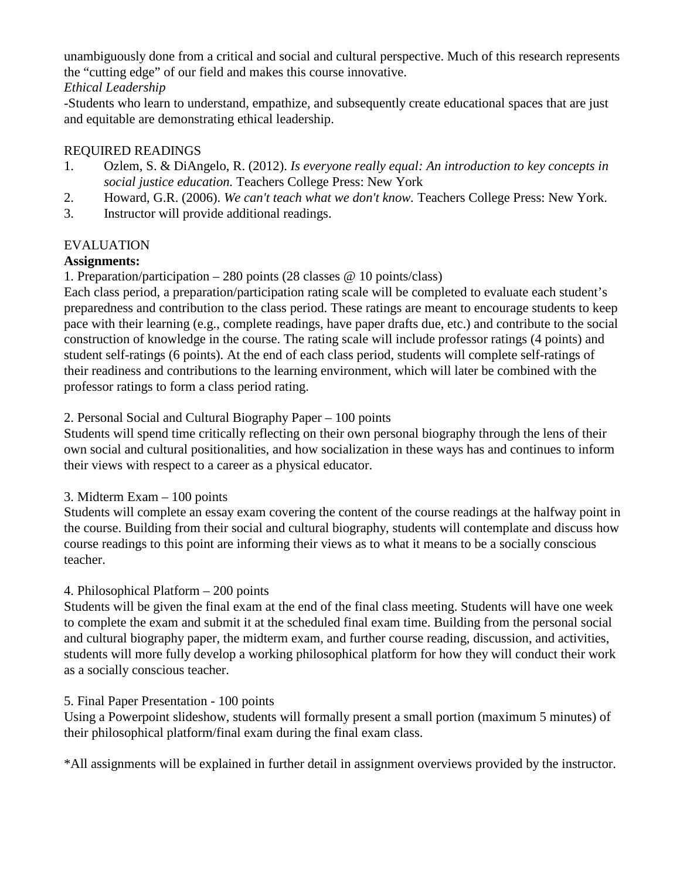unambiguously done from a critical and social and cultural perspective. Much of this research represents the "cutting edge" of our field and makes this course innovative.

*Ethical Leadership*

-Students who learn to understand, empathize, and subsequently create educational spaces that are just and equitable are demonstrating ethical leadership.

REQUIRED READINGS

1. Ozlem, S. & DiAngelo, R. (2012). *Is everyone really equal: An introduction to key concepts in social justice education.* Teachers College Press: New York
2. Howard, G.R. (2006). *We can't teach what we don't know.* Teachers College Press: New York.
3. Instructor will provide additional readings.

EVALUATION

**Assignments:**

1. Preparation/participation – 280 points (28 classes @ 10 points/class)

Each class period, a preparation/participation rating scale will be completed to evaluate each student's preparedness and contribution to the class period. These ratings are meant to encourage students to keep pace with their learning (e.g., complete readings, have paper drafts due, etc.) and contribute to the social construction of knowledge in the course. The rating scale will include professor ratings (4 points) and student self-ratings (6 points). At the end of each class period, students will complete self-ratings of their readiness and contributions to the learning environment, which will later be combined with the professor ratings to form a class period rating.

2. Personal Social and Cultural Biography Paper – 100 points

Students will spend time critically reflecting on their own personal biography through the lens of their own social and cultural positionalities, and how socialization in these ways has and continues to inform their views with respect to a career as a physical educator.

3. Midterm Exam – 100 points

Students will complete an essay exam covering the content of the course readings at the halfway point in the course. Building from their social and cultural biography, students will contemplate and discuss how course readings to this point are informing their views as to what it means to be a socially conscious teacher.

4. Philosophical Platform – 200 points

Students will be given the final exam at the end of the final class meeting. Students will have one week to complete the exam and submit it at the scheduled final exam time. Building from the personal social and cultural biography paper, the midterm exam, and further course reading, discussion, and activities, students will more fully develop a working philosophical platform for how they will conduct their work as a socially conscious teacher.

5. Final Paper Presentation - 100 points

Using a Powerpoint slideshow, students will formally present a small portion (maximum 5 minutes) of their philosophical platform/final exam during the final exam class.

*All assignments will be explained in further detail in assignment overviews provided by the instructor.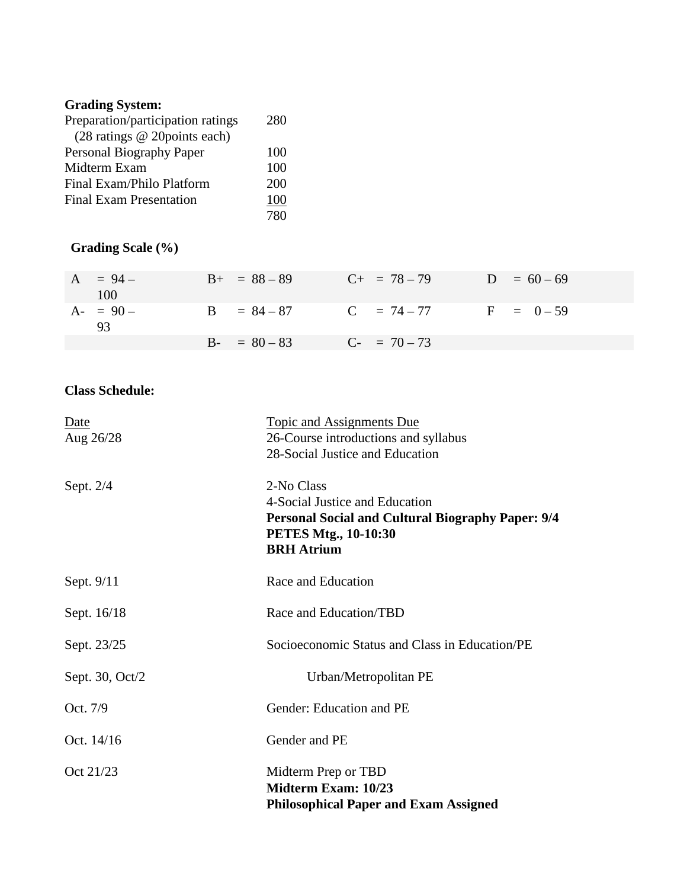**Grading System:**

| | |
|---|---|
| Preparation/participation ratings (28 ratings @ 20points each) | 280 |
| Personal Biography Paper | 100 |
| Midterm Exam | 100 |
| Final Exam/Philo Platform | 200 |
| Final Exam Presentation | 100 |
| | 780 |

**Grading Scale (%)**

| | | | |
|---|---|---|---|
| A = 94 – 100 | B+ = 88 – 89 | C+ = 78 – 79 | D = 60 – 69 |
| A- = 90 – 93 | B = 84 – 87 | C = 74 – 77 | F = 0 – 59 |
| | B- = 80 – 83 | C- = 70 – 73 | |

**Class Schedule:**

| Date | Topic and Assignments Due |
|---|---|
| Aug 26/28 | 26-Course introductions and syllabus<br>28-Social Justice and Education |
| Sept. 2/4 | 2-No Class<br>4-Social Justice and Education<br>**Personal Social and Cultural Biography Paper: 9/4**<br>**PETES Mtg., 10-10:30**<br>**BRH Atrium** |
| Sept. 9/11 | Race and Education |
| Sept. 16/18 | Race and Education/TBD |
| Sept. 23/25 | Socioeconomic Status and Class in Education/PE |
| Sept. 30, Oct/2 | Urban/Metropolitan PE |
| Oct. 7/9 | Gender: Education and PE |
| Oct. 14/16 | Gender and PE |
| Oct 21/23 | Midterm Prep or TBD<br>**Midterm Exam: 10/23**<br>**Philosophical Paper and Exam Assigned** |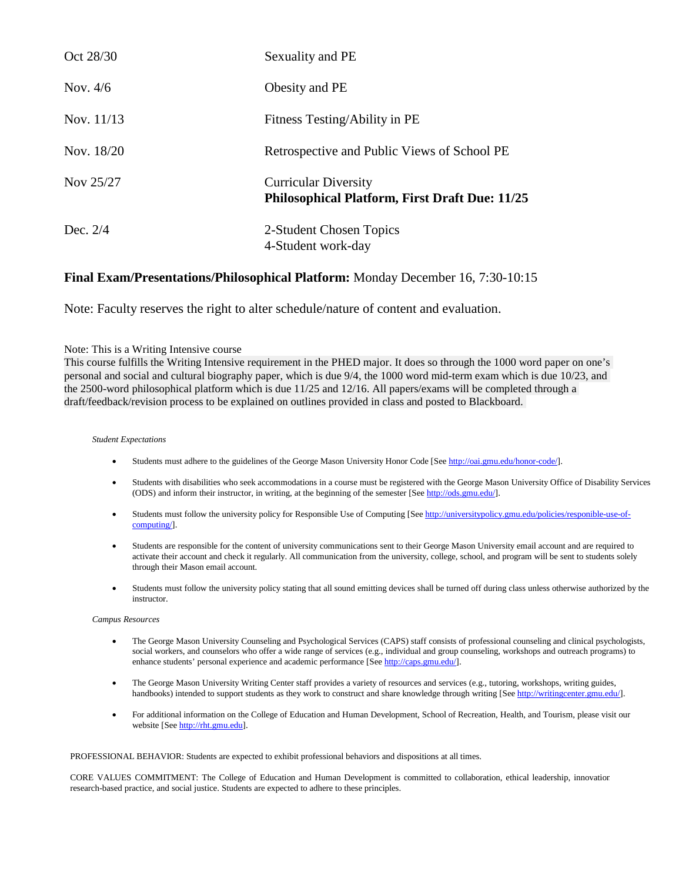| | |
|---|---|
| Oct 28/30 | Sexuality and PE |
| Nov. 4/6 | Obesity and PE |
| Nov. 11/13 | Fitness Testing/Ability in PE |
| Nov. 18/20 | Retrospective and Public Views of School PE |
| Nov 25/27 | Curricular Diversity<br>**Philosophical Platform, First Draft Due: 11/25** |
| Dec. 2/4 | 2-Student Chosen Topics<br>4-Student work-day |

**Final Exam/Presentations/Philosophical Platform:** Monday December 16, 7:30-10:15

Note: Faculty reserves the right to alter schedule/nature of content and evaluation.

Note: This is a Writing Intensive course

This course fulfills the Writing Intensive requirement in the PHED major. It does so through the 1000 word paper on one's personal and social and cultural biography paper, which is due 9/4, the 1000 word mid-term exam which is due 10/23, and the 2500-word philosophical platform which is due 11/25 and 12/16. All papers/exams will be completed through a draft/feedback/revision process to be explained on outlines provided in class and posted to Blackboard.

*Student Expectations*

- Students must adhere to the guidelines of the George Mason University Honor Code [See http://oai.gmu.edu/honor-code/].
- Students with disabilities who seek accommodations in a course must be registered with the George Mason University Office of Disability Services (ODS) and inform their instructor, in writing, at the beginning of the semester [See http://ods.gmu.edu/].
- Students must follow the university policy for Responsible Use of Computing [See http://universitypolicy.gmu.edu/policies/responible-use-of-computing/].
- Students are responsible for the content of university communications sent to their George Mason University email account and are required to activate their account and check it regularly. All communication from the university, college, school, and program will be sent to students solely through their Mason email account.
- Students must follow the university policy stating that all sound emitting devices shall be turned off during class unless otherwise authorized by the instructor.

*Campus Resources*

- The George Mason University Counseling and Psychological Services (CAPS) staff consists of professional counseling and clinical psychologists, social workers, and counselors who offer a wide range of services (e.g., individual and group counseling, workshops and outreach programs) to enhance students' personal experience and academic performance [See http://caps.gmu.edu/].
- The George Mason University Writing Center staff provides a variety of resources and services (e.g., tutoring, workshops, writing guides, handbooks) intended to support students as they work to construct and share knowledge through writing [See http://writingcenter.gmu.edu/].
- For additional information on the College of Education and Human Development, School of Recreation, Health, and Tourism, please visit our website [See http://rht.gmu.edu].

PROFESSIONAL BEHAVIOR: Students are expected to exhibit professional behaviors and dispositions at all times.

CORE VALUES COMMITMENT: The College of Education and Human Development is committed to collaboration, ethical leadership, innovation research-based practice, and social justice. Students are expected to adhere to these principles.